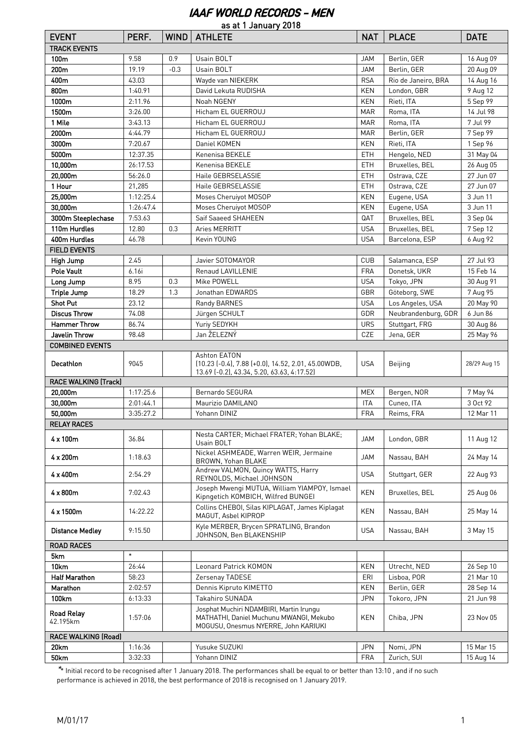# IAAF WORLD RECORDS - MEN

as at 1 January 2018

| EVENT | PERF. | WIND | ATHLETE | NAT | PLACE | DATE |
|---|---|---|---|---|---|---|
| **TRACK EVENTS** | | | | | | |
| 100m | 9.58 | 0.9 | Usain BOLT | JAM | Berlin, GER | 16 Aug 09 |
| 200m | 19.19 | -0.3 | Usain BOLT | JAM | Berlin, GER | 20 Aug 09 |
| 400m | 43.03 | | Wayde van NIEKERK | RSA | Rio de Janeiro, BRA | 14 Aug 16 |
| 800m | 1:40.91 | | David Lekuta RUDISHA | KEN | London, GBR | 9 Aug 12 |
| 1000m | 2:11.96 | | Noah NGENY | KEN | Rieti, ITA | 5 Sep 99 |
| 1500m | 3:26.00 | | Hicham EL GUERROUJ | MAR | Roma, ITA | 14 Jul 98 |
| 1 Mile | 3:43.13 | | Hicham EL GUERROUJ | MAR | Roma, ITA | 7 Jul 99 |
| 2000m | 4:44.79 | | Hicham EL GUERROUJ | MAR | Berlin, GER | 7 Sep 99 |
| 3000m | 7:20.67 | | Daniel KOMEN | KEN | Rieti, ITA | 1 Sep 96 |
| 5000m | 12:37.35 | | Kenenisa BEKELE | ETH | Hengelo, NED | 31 May 04 |
| 10,000m | 26:17.53 | | Kenenisa BEKELE | ETH | Bruxelles, BEL | 26 Aug 05 |
| 20,000m | 56:26.0 | | Haile GEBRSELASSIE | ETH | Ostrava, CZE | 27 Jun 07 |
| 1 Hour | 21,285 | | Haile GEBRSELASSIE | ETH | Ostrava, CZE | 27 Jun 07 |
| 25,000m | 1:12:25.4 | | Moses Cheruiyot MOSOP | KEN | Eugene, USA | 3 Jun 11 |
| 30,000m | 1:26:47.4 | | Moses Cheruiyot MOSOP | KEN | Eugene, USA | 3 Jun 11 |
| 3000m Steeplechase | 7:53.63 | | Saif Saaeed SHAHEEN | QAT | Bruxelles, BEL | 3 Sep 04 |
| 110m Hurdles | 12.80 | 0.3 | Aries MERRITT | USA | Bruxelles, BEL | 7 Sep 12 |
| 400m Hurdles | 46.78 | | Kevin YOUNG | USA | Barcelona, ESP | 6 Aug 92 |
| **FIELD EVENTS** | | | | | | |
| High Jump | 2.45 | | Javier SOTOMAYOR | CUB | Salamanca, ESP | 27 Jul 93 |
| Pole Vault | 6.16i | | Renaud LAVILLENIE | FRA | Donetsk, UKR | 15 Feb 14 |
| Long Jump | 8.95 | 0.3 | Mike POWELL | USA | Tokyo, JPN | 30 Aug 91 |
| Triple Jump | 18.29 | 1.3 | Jonathan EDWARDS | GBR | Göteborg, SWE | 7 Aug 95 |
| Shot Put | 23.12 | | Randy BARNES | USA | Los Angeles, USA | 20 May 90 |
| Discus Throw | 74.08 | | Jürgen SCHULT | GDR | Neubrandenburg, GDR | 6 Jun 86 |
| Hammer Throw | 86.74 | | Yuriy SEDYKH | URS | Stuttgart, FRG | 30 Aug 86 |
| Javelin Throw | 98.48 | | Jan ŽELEZNÝ | CZE | Jena, GER | 25 May 96 |
| **COMBINED EVENTS** | | | | | | |
| Decathlon | 9045 | | Ashton EATON (10.23 (-0.4), 7.88 (+0.0), 14.52, 2.01, 45.00WDB, 13.69 (-0.2), 43.34, 5.20, 63.63, 4:17.52) | USA | Beijing | 28/29 Aug 15 |
| **RACE WALKING (Track)** | | | | | | |
| 20,000m | 1:17:25.6 | | Bernardo SEGURA | MEX | Bergen, NOR | 7 May 94 |
| 30,000m | 2:01:44.1 | | Maurizio DAMILANO | ITA | Cuneo, ITA | 3 Oct 92 |
| 50,000m | 3:35:27.2 | | Yohann DINIZ | FRA | Reims, FRA | 12 Mar 11 |
| **RELAY RACES** | | | | | | |
| 4 x 100m | 36.84 | | Nesta CARTER; Michael FRATER; Yohan BLAKE; Usain BOLT | JAM | London, GBR | 11 Aug 12 |
| 4 x 200m | 1:18.63 | | Nickel ASHMEADE, Warren WEIR, Jermaine BROWN, Yohan BLAKE | JAM | Nassau, BAH | 24 May 14 |
| 4 x 400m | 2:54.29 | | Andrew VALMON, Quincy WATTS, Harry REYNOLDS, Michael JOHNSON | USA | Stuttgart, GER | 22 Aug 93 |
| 4 x 800m | 7:02.43 | | Joseph Mwengi MUTUA, William YIAMPOY, Ismael Kipngetich KOMBICH, Wilfred BUNGEI | KEN | Bruxelles, BEL | 25 Aug 06 |
| 4 x 1500m | 14:22.22 | | Collins CHEBOI, Silas KIPLAGAT, James Kiplagat MAGUT, Asbel KIPROP | KEN | Nassau, BAH | 25 May 14 |
| Distance Medley | 9:15.50 | | Kyle MERBER, Brycen SPRATLING, Brandon JOHNSON, Ben BLAKENSHIP | USA | Nassau, BAH | 3 May 15 |
| **ROAD RACES** | | | | | | |
| 5km | * | | | | | |
| 10km | 26:44 | | Leonard Patrick KOMON | KEN | Utrecht, NED | 26 Sep 10 |
| Half Marathon | 58:23 | | Zersenay TADESE | ERI | Lisboa, POR | 21 Mar 10 |
| Marathon | 2:02:57 | | Dennis Kipruto KIMETTO | KEN | Berlin, GER | 28 Sep 14 |
| 100km | 6:13:33 | | Takahiro SUNADA | JPN | Tokoro, JPN | 21 Jun 98 |
| Road Relay 42.195km | 1:57:06 | | Josphat Muchiri NDAMBIRI, Martin Irungu MATHATHI, Daniel Muchunu MWANGI, Mekubo MOGUSU, Onesmus NYERRE, John KARIUKI | KEN | Chiba, JPN | 23 Nov 05 |
| **RACE WALKING (Road)** | | | | | | |
| 20km | 1:16:36 | | Yusuke SUZUKI | JPN | Nomi, JPN | 15 Mar 15 |
| 50km | 3:32:33 | | Yohann DINIZ | FRA | Zurich, SUI | 15 Aug 14 |

*: Initial record to be recognised after 1 January 2018. The performances shall be equal to or better than 13:10 , and if no such performance is achieved in 2018, the best performance of 2018 is recognised on 1 January 2019.

M/01/17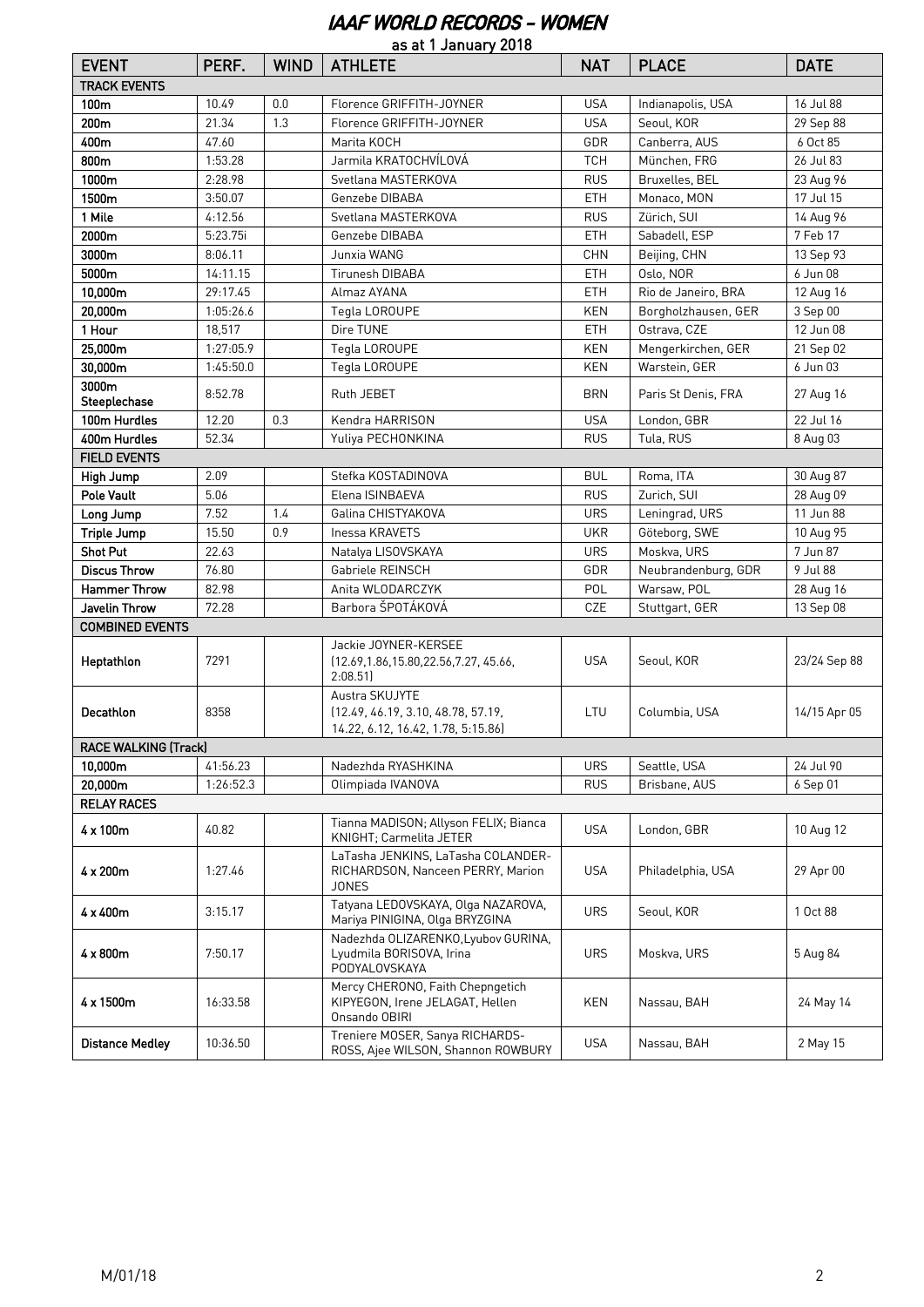# IAAF WORLD RECORDS - WOMEN

as at 1 January 2018

| EVENT | PERF. | WIND | ATHLETE | NAT | PLACE | DATE |
|---|---|---|---|---|---|---|
| **TRACK EVENTS** | | | | | | |
| 100m | 10.49 | 0.0 | Florence GRIFFITH-JOYNER | USA | Indianapolis, USA | 16 Jul 88 |
| 200m | 21.34 | 1.3 | Florence GRIFFITH-JOYNER | USA | Seoul, KOR | 29 Sep 88 |
| 400m | 47.60 | | Marita KOCH | GDR | Canberra, AUS | 6 Oct 85 |
| 800m | 1:53.28 | | Jarmila KRATOCHVÍLOVÁ | TCH | München, FRG | 26 Jul 83 |
| 1000m | 2:28.98 | | Svetlana MASTERKOVA | RUS | Bruxelles, BEL | 23 Aug 96 |
| 1500m | 3:50.07 | | Genzebe DIBABA | ETH | Monaco, MON | 17 Jul 15 |
| 1 Mile | 4:12.56 | | Svetlana MASTERKOVA | RUS | Zürich, SUI | 14 Aug 96 |
| 2000m | 5:23.75i | | Genzebe DIBABA | ETH | Sabadell, ESP | 7 Feb 17 |
| 3000m | 8:06.11 | | Junxia WANG | CHN | Beijing, CHN | 13 Sep 93 |
| 5000m | 14:11.15 | | Tirunesh DIBABA | ETH | Oslo, NOR | 6 Jun 08 |
| 10,000m | 29:17.45 | | Almaz AYANA | ETH | Rio de Janeiro, BRA | 12 Aug 16 |
| 20,000m | 1:05:26.6 | | Tegla LOROUPE | KEN | Borgholzhausen, GER | 3 Sep 00 |
| 1 Hour | 18,517 | | Dire TUNE | ETH | Ostrava, CZE | 12 Jun 08 |
| 25,000m | 1:27:05.9 | | Tegla LOROUPE | KEN | Mengerkirchen, GER | 21 Sep 02 |
| 30,000m | 1:45:50.0 | | Tegla LOROUPE | KEN | Warstein, GER | 6 Jun 03 |
| 3000m Steeplechase | 8:52.78 | | Ruth JEBET | BRN | Paris St Denis, FRA | 27 Aug 16 |
| 100m Hurdles | 12.20 | 0.3 | Kendra HARRISON | USA | London, GBR | 22 Jul 16 |
| 400m Hurdles | 52.34 | | Yuliya PECHONKINA | RUS | Tula, RUS | 8 Aug 03 |
| **FIELD EVENTS** | | | | | | |
| High Jump | 2.09 | | Stefka KOSTADINOVA | BUL | Roma, ITA | 30 Aug 87 |
| Pole Vault | 5.06 | | Elena ISINBAEVA | RUS | Zurich, SUI | 28 Aug 09 |
| Long Jump | 7.52 | 1.4 | Galina CHISTYAKOVA | URS | Leningrad, URS | 11 Jun 88 |
| Triple Jump | 15.50 | 0.9 | Inessa KRAVETS | UKR | Göteborg, SWE | 10 Aug 95 |
| Shot Put | 22.63 | | Natalya LISOVSKAYA | URS | Moskva, URS | 7 Jun 87 |
| Discus Throw | 76.80 | | Gabriele REINSCH | GDR | Neubrandenburg, GDR | 9 Jul 88 |
| Hammer Throw | 82.98 | | Anita WLODARCZYK | POL | Warsaw, POL | 28 Aug 16 |
| Javelin Throw | 72.28 | | Barbora ŠPOTÁKOVÁ | CZE | Stuttgart, GER | 13 Sep 08 |
| **COMBINED EVENTS** | | | | | | |
| Heptathlon | 7291 | | Jackie JOYNER-KERSEE (12.69,1.86,15.80,22.56,7.27, 45.66, 2:08.51) | USA | Seoul, KOR | 23/24 Sep 88 |
| Decathlon | 8358 | | Austra SKUJYTE (12.49, 46.19, 3.10, 48.78, 57.19, 14.22, 6.12, 16.42, 1.78, 5:15.86) | LTU | Columbia, USA | 14/15 Apr 05 |
| **RACE WALKING (Track)** | | | | | | |
| 10,000m | 41:56.23 | | Nadezhda RYASHKINA | URS | Seattle, USA | 24 Jul 90 |
| 20,000m | 1:26:52.3 | | Olimpiada IVANOVA | RUS | Brisbane, AUS | 6 Sep 01 |
| **RELAY RACES** | | | | | | |
| 4 x 100m | 40.82 | | Tianna MADISON; Allyson FELIX; Bianca KNIGHT; Carmelita JETER | USA | London, GBR | 10 Aug 12 |
| 4 x 200m | 1:27.46 | | LaTasha JENKINS, LaTasha COLANDER-RICHARDSON, Nanceen PERRY, Marion JONES | USA | Philadelphia, USA | 29 Apr 00 |
| 4 x 400m | 3:15.17 | | Tatyana LEDOVSKAYA, Olga NAZAROVA, Mariya PINIGINA, Olga BRYZGINA | URS | Seoul, KOR | 1 Oct 88 |
| 4 x 800m | 7:50.17 | | Nadezhda OLIZARENKO,Lyubov GURINA, Lyudmila BORISOVA, Irina PODYALOVSKAYA | URS | Moskva, URS | 5 Aug 84 |
| 4 x 1500m | 16:33.58 | | Mercy CHERONO, Faith Chepngetich KIPYEGON, Irene JELAGAT, Hellen Onsando OBIRI | KEN | Nassau, BAH | 24 May 14 |
| Distance Medley | 10:36.50 | | Treniere MOSER, Sanya RICHARDS-ROSS, Ajee WILSON, Shannon ROWBURY | USA | Nassau, BAH | 2 May 15 |

M/01/18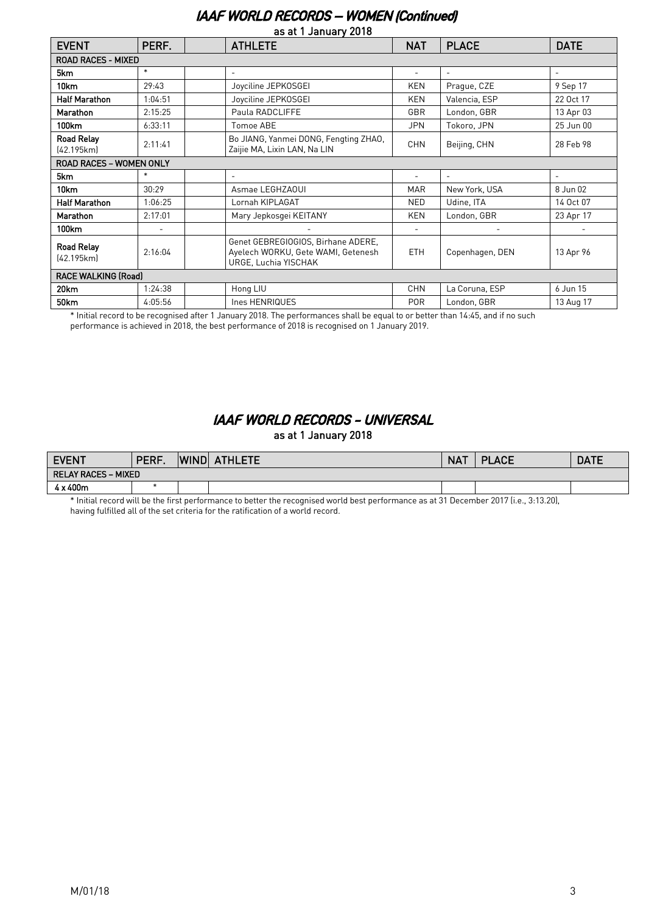# IAAF WORLD RECORDS – WOMEN (Continued)

as at 1 January 2018

| EVENT | PERF. | | ATHLETE | NAT | PLACE | DATE |
|---|---|---|---|---|---|---|
| **ROAD RACES - MIXED** | | | | | | |
| **5km** | * | | - | - | - | - |
| **10km** | 29:43 | | Joyciline JEPKOSGEI | KEN | Prague, CZE | 9 Sep 17 |
| **Half Marathon** | 1:04:51 | | Joyciline JEPKOSGEI | KEN | Valencia, ESP | 22 Oct 17 |
| **Marathon** | 2:15:25 | | Paula RADCLIFFE | GBR | London, GBR | 13 Apr 03 |
| **100km** | 6:33:11 | | Tomoe ABE | JPN | Tokoro, JPN | 25 Jun 00 |
| **Road Relay** (42.195km) | 2:11:41 | | Bo JIANG, Yanmei DONG, Fengting ZHAO, Zaijie MA, Lixin LAN, Na LIN | CHN | Beijing, CHN | 28 Feb 98 |
| **ROAD RACES – WOMEN ONLY** | | | | | | |
| **5km** | * | | - | - | - | - |
| **10km** | 30:29 | | Asmae LEGHZAOUI | MAR | New York, USA | 8 Jun 02 |
| **Half Marathon** | 1:06:25 | | Lornah KIPLAGAT | NED | Udine, ITA | 14 Oct 07 |
| **Marathon** | 2:17:01 | | Mary Jepkosgei KEITANY | KEN | London, GBR | 23 Apr 17 |
| **100km** | - | | - | - | - | - |
| **Road Relay** (42.195km) | 2:16:04 | | Genet GEBREGIOGIOS, Birhane ADERE, Ayelech WORKU, Gete WAMI, Getenesh URGE, Luchia YISCHAK | ETH | Copenhagen, DEN | 13 Apr 96 |
| **RACE WALKING (Road)** | | | | | | |
| **20km** | 1:24:38 | | Hong LIU | CHN | La Coruna, ESP | 6 Jun 15 |
| **50km** | 4:05:56 | | Ines HENRIQUES | POR | London, GBR | 13 Aug 17 |

* Initial record to be recognised after 1 January 2018. The performances shall be equal to or better than 14:45, and if no such performance is achieved in 2018, the best performance of 2018 is recognised on 1 January 2019.

# IAAF WORLD RECORDS - UNIVERSAL

as at 1 January 2018

| EVENT | PERF. | WIND | ATHLETE | NAT | PLACE | DATE |
|---|---|---|---|---|---|---|
| **RELAY RACES – MIXED** | | | | | | |
| **4 x 400m** | * | | | | | |

* Initial record will be the first performance to better the recognised world best performance as at 31 December 2017 (i.e., 3:13.20), having fulfilled all of the set criteria for the ratification of a world record.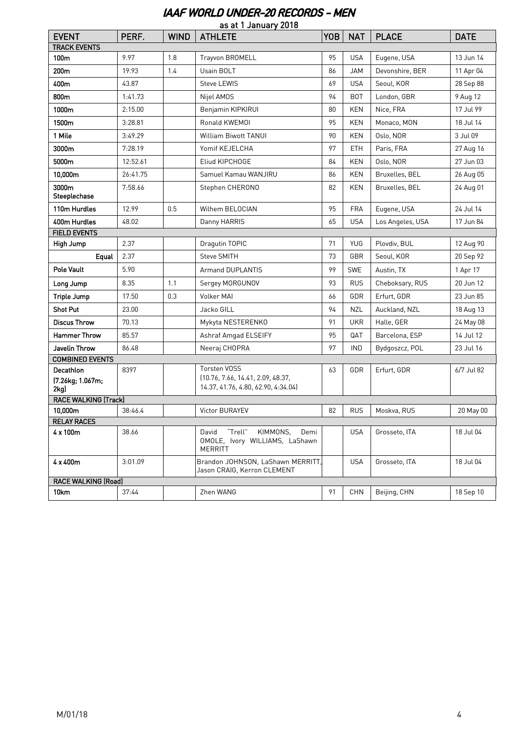# IAAF WORLD UNDER-20 RECORDS - MEN

as at 1 January 2018

| EVENT | PERF. | WIND | ATHLETE | YOB | NAT | PLACE | DATE |
|---|---|---|---|---|---|---|---|
| **TRACK EVENTS** | | | | | | | |
| 100m | 9.97 | 1.8 | Trayvon BROMELL | 95 | USA | Eugene, USA | 13 Jun 14 |
| 200m | 19.93 | 1.4 | Usain BOLT | 86 | JAM | Devonshire, BER | 11 Apr 04 |
| 400m | 43.87 | | Steve LEWIS | 69 | USA | Seoul, KOR | 28 Sep 88 |
| 800m | 1:41.73 | | Nijel AMOS | 94 | BOT | London, GBR | 9 Aug 12 |
| 1000m | 2:15.00 | | Benjamin KIPKIRUI | 80 | KEN | Nice, FRA | 17 Jul 99 |
| 1500m | 3:28.81 | | Ronald KWEMOI | 95 | KEN | Monaco, MON | 18 Jul 14 |
| 1 Mile | 3:49.29 | | William Biwott TANUI | 90 | KEN | Oslo, NOR | 3 Jul 09 |
| 3000m | 7:28.19 | | Yomif KEJELCHA | 97 | ETH | Paris, FRA | 27 Aug 16 |
| 5000m | 12:52.61 | | Eliud KIPCHOGE | 84 | KEN | Oslo, NOR | 27 Jun 03 |
| 10,000m | 26:41.75 | | Samuel Kamau WANJIRU | 86 | KEN | Bruxelles, BEL | 26 Aug 05 |
| 3000m Steeplechase | 7:58.66 | | Stephen CHERONO | 82 | KEN | Bruxelles, BEL | 24 Aug 01 |
| 110m Hurdles | 12.99 | 0.5 | Wilhem BELOCIAN | 95 | FRA | Eugene, USA | 24 Jul 14 |
| 400m Hurdles | 48.02 | | Danny HARRIS | 65 | USA | Los Angeles, USA | 17 Jun 84 |
| **FIELD EVENTS** | | | | | | | |
| High Jump | 2.37 | | Dragutin TOPIC | 71 | YUG | Plovdiv, BUL | 12 Aug 90 |
| Equal | 2.37 | | Steve SMITH | 73 | GBR | Seoul, KOR | 20 Sep 92 |
| Pole Vault | 5.90 | | Armand DUPLANTIS | 99 | SWE | Austin, TX | 1 Apr 17 |
| Long Jump | 8.35 | 1.1 | Sergey MORGUNOV | 93 | RUS | Cheboksary, RUS | 20 Jun 12 |
| Triple Jump | 17.50 | 0.3 | Volker MAI | 66 | GDR | Erfurt, GDR | 23 Jun 85 |
| Shot Put | 23.00 | | Jacko GILL | 94 | NZL | Auckland, NZL | 18 Aug 13 |
| Discus Throw | 70.13 | | Mykyta NESTERENKO | 91 | UKR | Halle, GER | 24 May 08 |
| Hammer Throw | 85.57 | | Ashraf Amgad ELSEIFY | 95 | QAT | Barcelona, ESP | 14 Jul 12 |
| Javelin Throw | 86.48 | | Neeraj CHOPRA | 97 | IND | Bydgoszcz, POL | 23 Jul 16 |
| **COMBINED EVENTS** | | | | | | | |
| Decathlon (7.26kg; 1.067m; 2kg) | 8397 | | Torsten VOSS (10.76, 7.66, 14.41, 2.09, 48.37, 14.37, 41.76, 4.80, 62.90, 4:34.04) | 63 | GDR | Erfurt, GDR | 6/7 Jul 82 |
| **RACE WALKING (Track)** | | | | | | | |
| 10,000m | 38:46.4 | | Victor BURAYEV | 82 | RUS | Moskva, RUS | 20 May 00 |
| **RELAY RACES** | | | | | | | |
| 4 x 100m | 38.66 | | David "Trell" KIMMONS, Demi OMOLE, Ivory WILLIAMS, LaShawn MERRITT | | USA | Grosseto, ITA | 18 Jul 04 |
| 4 x 400m | 3:01.09 | | Brandon JOHNSON, LaShawn MERRITT, Jason CRAIG, Kerron CLEMENT | | USA | Grosseto, ITA | 18 Jul 04 |
| **RACE WALKING (Road)** | | | | | | | |
| 10km | 37:44 | | Zhen WANG | 91 | CHN | Beijing, CHN | 18 Sep 10 |

M/01/18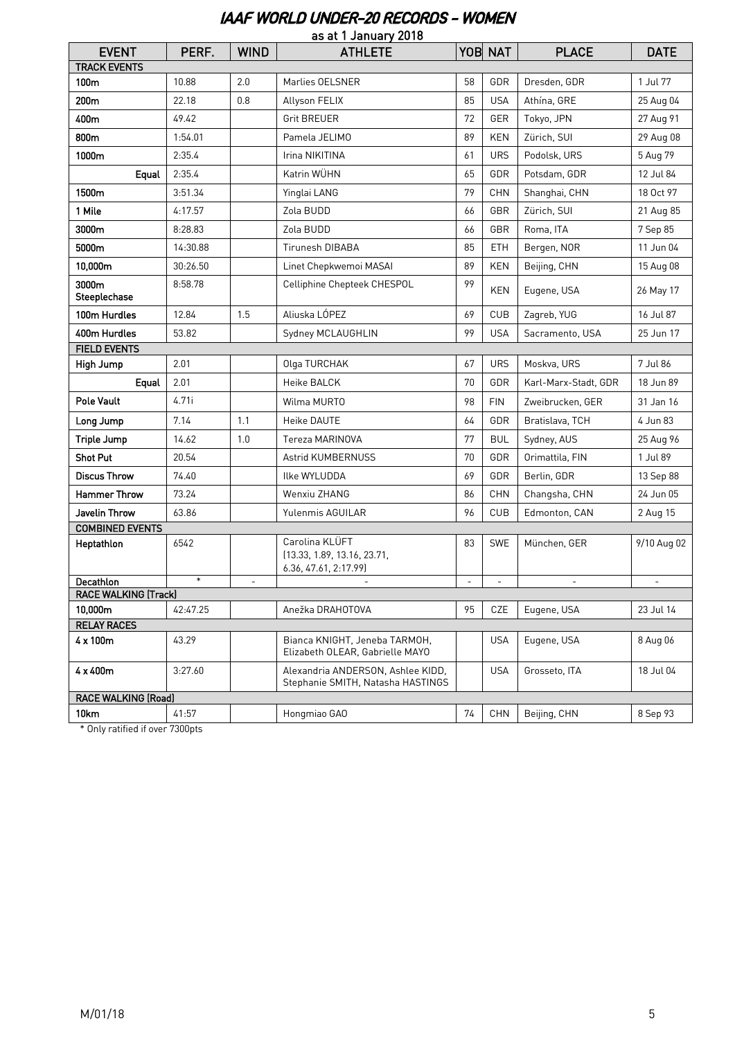# IAAF WORLD UNDER-20 RECORDS - WOMEN

as at 1 January 2018

| EVENT | PERF. | WIND | ATHLETE | YOB | NAT | PLACE | DATE |
|---|---|---|---|---|---|---|---|
| **TRACK EVENTS** | | | | | | | |
| 100m | 10.88 | 2.0 | Marlies OELSNER | 58 | GDR | Dresden, GDR | 1 Jul 77 |
| 200m | 22.18 | 0.8 | Allyson FELIX | 85 | USA | Athína, GRE | 25 Aug 04 |
| 400m | 49.42 | | Grit BREUER | 72 | GER | Tokyo, JPN | 27 Aug 91 |
| 800m | 1:54.01 | | Pamela JELIMO | 89 | KEN | Zürich, SUI | 29 Aug 08 |
| 1000m | 2:35.4 | | Irina NIKITINA | 61 | URS | Podolsk, URS | 5 Aug 79 |
| Equal | 2:35.4 | | Katrin WÜHN | 65 | GDR | Potsdam, GDR | 12 Jul 84 |
| 1500m | 3:51.34 | | Yinglai LANG | 79 | CHN | Shanghai, CHN | 18 Oct 97 |
| 1 Mile | 4:17.57 | | Zola BUDD | 66 | GBR | Zürich, SUI | 21 Aug 85 |
| 3000m | 8:28.83 | | Zola BUDD | 66 | GBR | Roma, ITA | 7 Sep 85 |
| 5000m | 14:30.88 | | Tirunesh DIBABA | 85 | ETH | Bergen, NOR | 11 Jun 04 |
| 10,000m | 30:26.50 | | Linet Chepkwemoi MASAI | 89 | KEN | Beijing, CHN | 15 Aug 08 |
| 3000m Steeplechase | 8:58.78 | | Celliphine Chepteek CHESPOL | 99 | KEN | Eugene, USA | 26 May 17 |
| 100m Hurdles | 12.84 | 1.5 | Aliuska LÓPEZ | 69 | CUB | Zagreb, YUG | 16 Jul 87 |
| 400m Hurdles | 53.82 | | Sydney MCLAUGHLIN | 99 | USA | Sacramento, USA | 25 Jun 17 |
| **FIELD EVENTS** | | | | | | | |
| High Jump | 2.01 | | Olga TURCHAK | 67 | URS | Moskva, URS | 7 Jul 86 |
| Equal | 2.01 | | Heike BALCK | 70 | GDR | Karl-Marx-Stadt, GDR | 18 Jun 89 |
| Pole Vault | 4.71i | | Wilma MURTO | 98 | FIN | Zweibrucken, GER | 31 Jan 16 |
| Long Jump | 7.14 | 1.1 | Heike DAUTE | 64 | GDR | Bratislava, TCH | 4 Jun 83 |
| Triple Jump | 14.62 | 1.0 | Tereza MARINOVA | 77 | BUL | Sydney, AUS | 25 Aug 96 |
| Shot Put | 20.54 | | Astrid KUMBERNUSS | 70 | GDR | Orimattila, FIN | 1 Jul 89 |
| Discus Throw | 74.40 | | Ilke WYLUDDA | 69 | GDR | Berlin, GDR | 13 Sep 88 |
| Hammer Throw | 73.24 | | Wenxiu ZHANG | 86 | CHN | Changsha, CHN | 24 Jun 05 |
| Javelin Throw | 63.86 | | Yulenmis AGUILAR | 96 | CUB | Edmonton, CAN | 2 Aug 15 |
| **COMBINED EVENTS** | | | | | | | |
| Heptathlon | 6542 | | Carolina KLÜFT (13.33, 1.89, 13.16, 23.71, 6.36, 47.61, 2:17.99) | 83 | SWE | München, GER | 9/10 Aug 02 |
| Decathlon | * | - | - | - | - | - | - |
| **RACE WALKING (Track)** | | | | | | | |
| 10,000m | 42:47.25 | | Anežka DRAHOTOVA | 95 | CZE | Eugene, USA | 23 Jul 14 |
| **RELAY RACES** | | | | | | | |
| 4 x 100m | 43.29 | | Bianca KNIGHT, Jeneba TARMOH, Elizabeth OLEAR, Gabrielle MAYO | | USA | Eugene, USA | 8 Aug 06 |
| 4 x 400m | 3:27.60 | | Alexandria ANDERSON, Ashlee KIDD, Stephanie SMITH, Natasha HASTINGS | | USA | Grosseto, ITA | 18 Jul 04 |
| **RACE WALKING (Road)** | | | | | | | |
| 10km | 41:57 | | Hongmiao GAO | 74 | CHN | Beijing, CHN | 8 Sep 93 |

* Only ratified if over 7300pts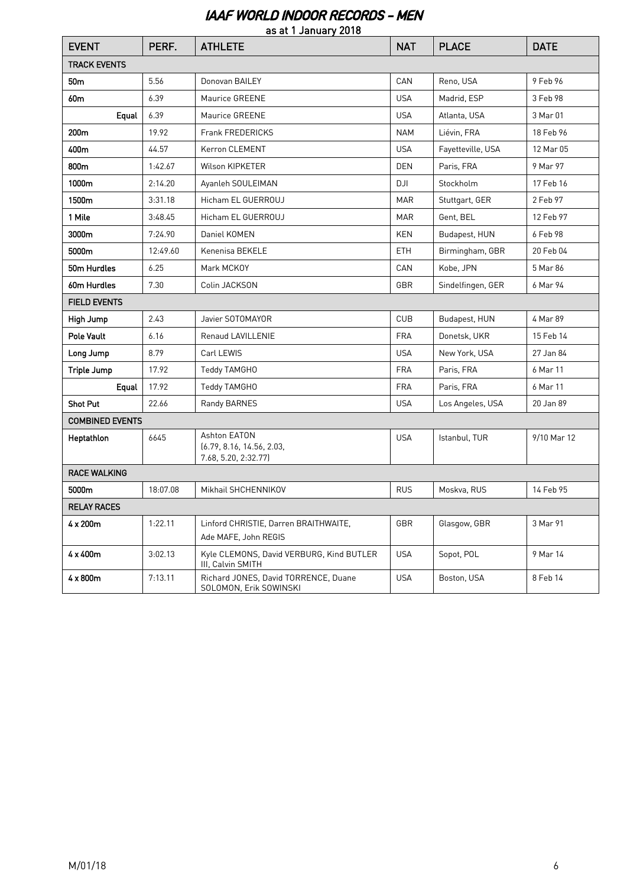# IAAF WORLD INDOOR RECORDS – MEN

as at 1 January 2018

| EVENT | PERF. | ATHLETE | NAT | PLACE | DATE |
|---|---|---|---|---|---|
| **TRACK EVENTS** | | | | | |
| **50m** | 5.56 | Donovan BAILEY | CAN | Reno, USA | 9 Feb 96 |
| **60m** | 6.39 | Maurice GREENE | USA | Madrid, ESP | 3 Feb 98 |
| **Equal** | 6.39 | Maurice GREENE | USA | Atlanta, USA | 3 Mar 01 |
| **200m** | 19.92 | Frank FREDERICKS | NAM | Liévin, FRA | 18 Feb 96 |
| **400m** | 44.57 | Kerron CLEMENT | USA | Fayetteville, USA | 12 Mar 05 |
| **800m** | 1:42.67 | Wilson KIPKETER | DEN | Paris, FRA | 9 Mar 97 |
| **1000m** | 2:14.20 | Ayanleh SOULEIMAN | DJI | Stockholm | 17 Feb 16 |
| **1500m** | 3:31.18 | Hicham EL GUERROUJ | MAR | Stuttgart, GER | 2 Feb 97 |
| **1 Mile** | 3:48.45 | Hicham EL GUERROUJ | MAR | Gent, BEL | 12 Feb 97 |
| **3000m** | 7:24.90 | Daniel KOMEN | KEN | Budapest, HUN | 6 Feb 98 |
| **5000m** | 12:49.60 | Kenenisa BEKELE | ETH | Birmingham, GBR | 20 Feb 04 |
| **50m Hurdles** | 6.25 | Mark MCKOY | CAN | Kobe, JPN | 5 Mar 86 |
| **60m Hurdles** | 7.30 | Colin JACKSON | GBR | Sindelfingen, GER | 6 Mar 94 |
| **FIELD EVENTS** | | | | | |
| **High Jump** | 2.43 | Javier SOTOMAYOR | CUB | Budapest, HUN | 4 Mar 89 |
| **Pole Vault** | 6.16 | Renaud LAVILLENIE | FRA | Donetsk, UKR | 15 Feb 14 |
| **Long Jump** | 8.79 | Carl LEWIS | USA | New York, USA | 27 Jan 84 |
| **Triple Jump** | 17.92 | Teddy TAMGHO | FRA | Paris, FRA | 6 Mar 11 |
| **Equal** | 17.92 | Teddy TAMGHO | FRA | Paris, FRA | 6 Mar 11 |
| **Shot Put** | 22.66 | Randy BARNES | USA | Los Angeles, USA | 20 Jan 89 |
| **COMBINED EVENTS** | | | | | |
| **Heptathlon** | 6645 | Ashton EATON (6.79, 8.16, 14.56, 2.03, 7.68, 5.20, 2:32.77) | USA | Istanbul, TUR | 9/10 Mar 12 |
| **RACE WALKING** | | | | | |
| **5000m** | 18:07.08 | Mikhail SHCHENNIKOV | RUS | Moskva, RUS | 14 Feb 95 |
| **RELAY RACES** | | | | | |
| **4 x 200m** | 1:22.11 | Linford CHRISTIE, Darren BRAITHWAITE, Ade MAFE, John REGIS | GBR | Glasgow, GBR | 3 Mar 91 |
| **4 x 400m** | 3:02.13 | Kyle CLEMONS, David VERBURG, Kind BUTLER III, Calvin SMITH | USA | Sopot, POL | 9 Mar 14 |
| **4 x 800m** | 7:13.11 | Richard JONES, David TORRENCE, Duane SOLOMON, Erik SOWINSKI | USA | Boston, USA | 8 Feb 14 |

M/01/18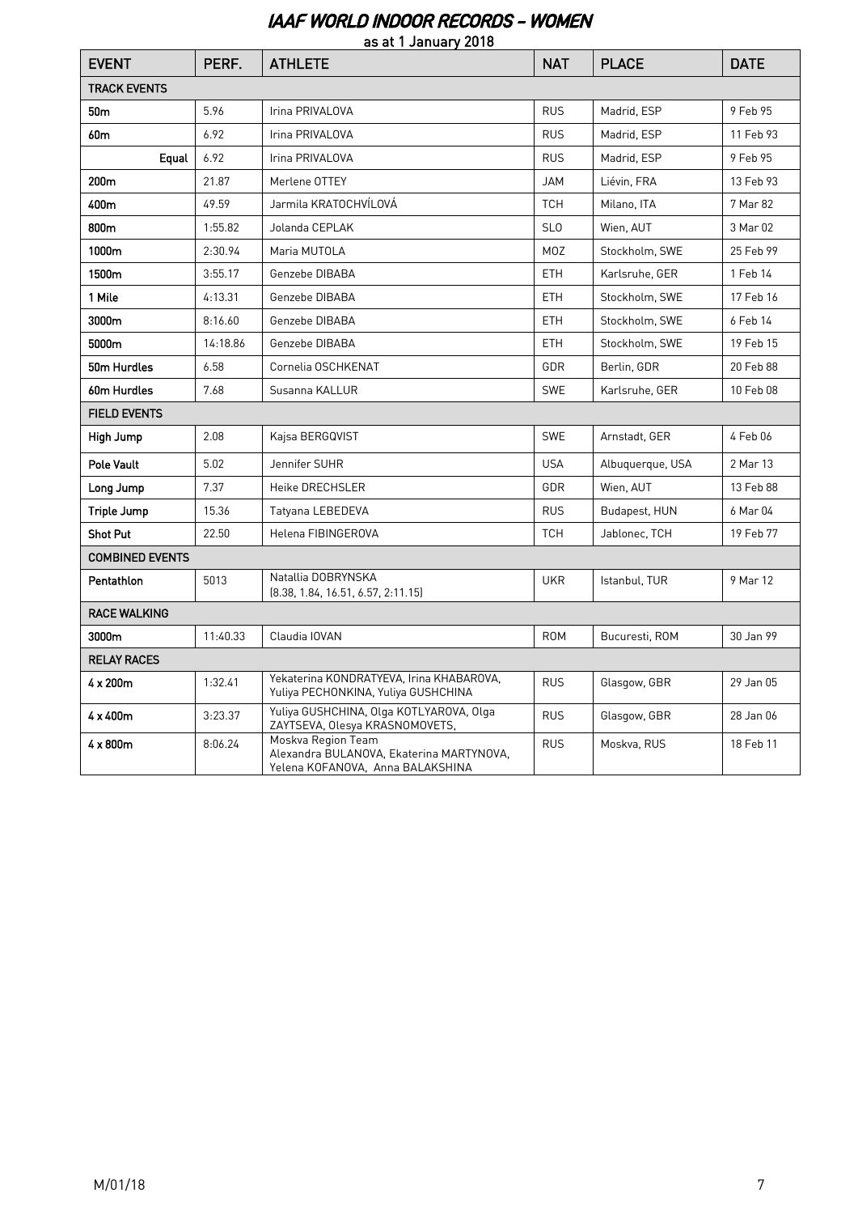# IAAF WORLD INDOOR RECORDS – WOMEN

as at 1 January 2018

| EVENT | PERF. | ATHLETE | NAT | PLACE | DATE |
|---|---|---|---|---|---|
| **TRACK EVENTS** | | | | | |
| **50m** | 5.96 | Irina PRIVALOVA | RUS | Madrid, ESP | 9 Feb 95 |
| **60m** | 6.92 | Irina PRIVALOVA | RUS | Madrid, ESP | 11 Feb 93 |
| **Equal** | 6.92 | Irina PRIVALOVA | RUS | Madrid, ESP | 9 Feb 95 |
| **200m** | 21.87 | Merlene OTTEY | JAM | Liévin, FRA | 13 Feb 93 |
| **400m** | 49.59 | Jarmila KRATOCHVÍLOVÁ | TCH | Milano, ITA | 7 Mar 82 |
| **800m** | 1:55.82 | Jolanda CEPLAK | SLO | Wien, AUT | 3 Mar 02 |
| **1000m** | 2:30.94 | Maria MUTOLA | MOZ | Stockholm, SWE | 25 Feb 99 |
| **1500m** | 3:55.17 | Genzebe DIBABA | ETH | Karlsruhe, GER | 1 Feb 14 |
| **1 Mile** | 4:13.31 | Genzebe DIBABA | ETH | Stockholm, SWE | 17 Feb 16 |
| **3000m** | 8:16.60 | Genzebe DIBABA | ETH | Stockholm, SWE | 6 Feb 14 |
| **5000m** | 14:18.86 | Genzebe DIBABA | ETH | Stockholm, SWE | 19 Feb 15 |
| **50m Hurdles** | 6.58 | Cornelia OSCHKENAT | GDR | Berlin, GDR | 20 Feb 88 |
| **60m Hurdles** | 7.68 | Susanna KALLUR | SWE | Karlsruhe, GER | 10 Feb 08 |
| **FIELD EVENTS** | | | | | |
| **High Jump** | 2.08 | Kajsa BERGQVIST | SWE | Arnstadt, GER | 4 Feb 06 |
| **Pole Vault** | 5.02 | Jennifer SUHR | USA | Albuquerque, USA | 2 Mar 13 |
| **Long Jump** | 7.37 | Heike DRECHSLER | GDR | Wien, AUT | 13 Feb 88 |
| **Triple Jump** | 15.36 | Tatyana LEBEDEVA | RUS | Budapest, HUN | 6 Mar 04 |
| **Shot Put** | 22.50 | Helena FIBINGEROVA | TCH | Jablonec, TCH | 19 Feb 77 |
| **COMBINED EVENTS** | | | | | |
| **Pentathlon** | 5013 | Natallia DOBRYNSKA (8.38, 1.84, 16.51, 6.57, 2:11.15) | UKR | Istanbul, TUR | 9 Mar 12 |
| **RACE WALKING** | | | | | |
| **3000m** | 11:40.33 | Claudia IOVAN | ROM | Bucuresti, ROM | 30 Jan 99 |
| **RELAY RACES** | | | | | |
| **4 x 200m** | 1:32.41 | Yekaterina KONDRATYEVA, Irina KHABAROVA, Yuliya PECHONKINA, Yuliya GUSHCHINA | RUS | Glasgow, GBR | 29 Jan 05 |
| **4 x 400m** | 3:23.37 | Yuliya GUSHCHINA, Olga KOTLYAROVA, Olga ZAYTSEVA, Olesya KRASNOMOVETS, | RUS | Glasgow, GBR | 28 Jan 06 |
| **4 x 800m** | 8:06.24 | Moskva Region Team Alexandra BULANOVA, Ekaterina MARTYNOVA, Yelena KOFANOVA, Anna BALAKSHINA | RUS | Moskva, RUS | 18 Feb 11 |

M/01/18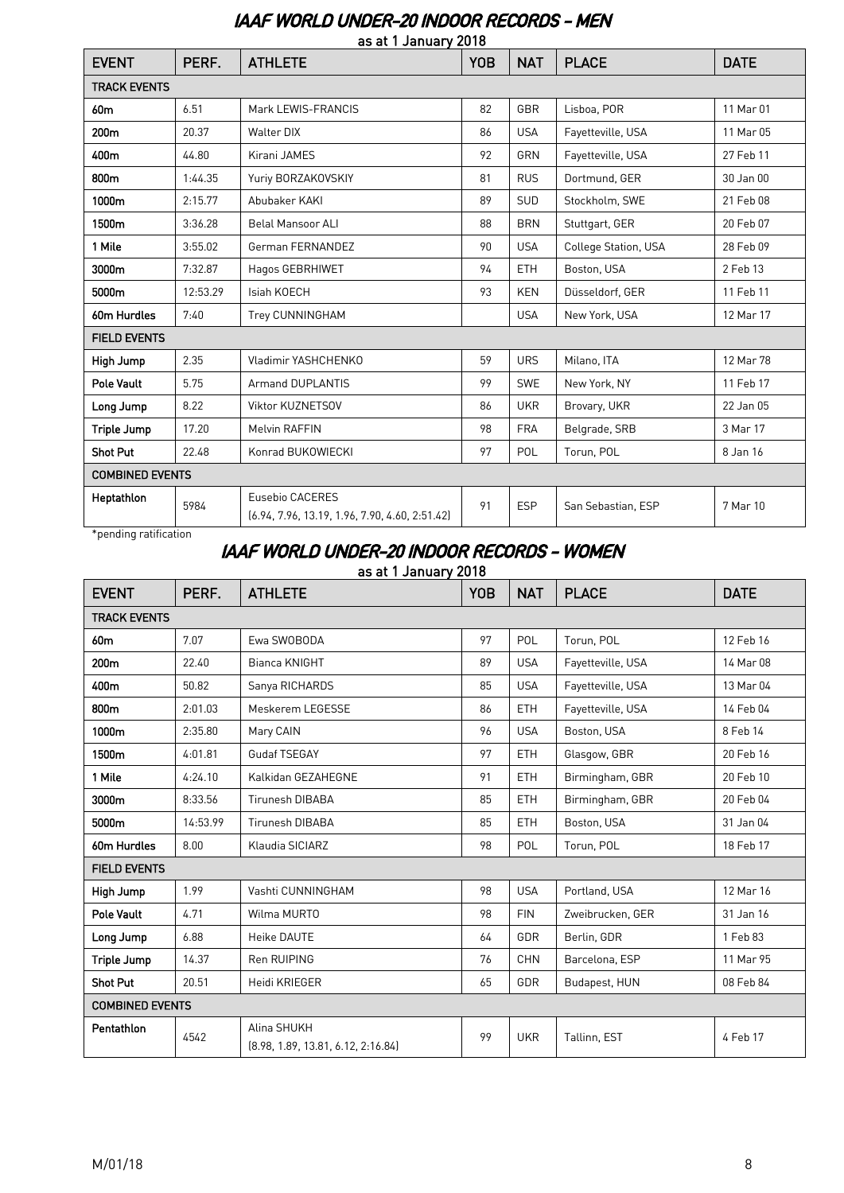# IAAF WORLD UNDER-20 INDOOR RECORDS - MEN

as at 1 January 2018

| EVENT | PERF. | ATHLETE | YOB | NAT | PLACE | DATE |
|---|---|---|---|---|---|---|
| TRACK EVENTS | | | | | | |
| 60m | 6.51 | Mark LEWIS-FRANCIS | 82 | GBR | Lisboa, POR | 11 Mar 01 |
| 200m | 20.37 | Walter DIX | 86 | USA | Fayetteville, USA | 11 Mar 05 |
| 400m | 44.80 | Kirani JAMES | 92 | GRN | Fayetteville, USA | 27 Feb 11 |
| 800m | 1:44.35 | Yuriy BORZAKOVSKIY | 81 | RUS | Dortmund, GER | 30 Jan 00 |
| 1000m | 2:15.77 | Abubaker KAKI | 89 | SUD | Stockholm, SWE | 21 Feb 08 |
| 1500m | 3:36.28 | Belal Mansoor ALI | 88 | BRN | Stuttgart, GER | 20 Feb 07 |
| 1 Mile | 3:55.02 | German FERNANDEZ | 90 | USA | College Station, USA | 28 Feb 09 |
| 3000m | 7:32.87 | Hagos GEBRHIWET | 94 | ETH | Boston, USA | 2 Feb 13 |
| 5000m | 12:53.29 | Isiah KOECH | 93 | KEN | Düsseldorf, GER | 11 Feb 11 |
| 60m Hurdles | 7:40 | Trey CUNNINGHAM | | USA | New York, USA | 12 Mar 17 |
| FIELD EVENTS | | | | | | |
| High Jump | 2.35 | Vladimir YASHCHENKO | 59 | URS | Milano, ITA | 12 Mar 78 |
| Pole Vault | 5.75 | Armand DUPLANTIS | 99 | SWE | New York, NY | 11 Feb 17 |
| Long Jump | 8.22 | Viktor KUZNETSOV | 86 | UKR | Brovary, UKR | 22 Jan 05 |
| Triple Jump | 17.20 | Melvin RAFFIN | 98 | FRA | Belgrade, SRB | 3 Mar 17 |
| Shot Put | 22.48 | Konrad BUKOWIECKI | 97 | POL | Torun, POL | 8 Jan 16 |
| COMBINED EVENTS | | | | | | |
| Heptathlon | 5984 | Eusebio CACERES (6.94, 7.96, 13.19, 1.96, 7.90, 4.60, 2:51.42) | 91 | ESP | San Sebastian, ESP | 7 Mar 10 |

*pending ratification

# IAAF WORLD UNDER-20 INDOOR RECORDS - WOMEN

as at 1 January 2018

| EVENT | PERF. | ATHLETE | YOB | NAT | PLACE | DATE |
|---|---|---|---|---|---|---|
| TRACK EVENTS | | | | | | |
| 60m | 7.07 | Ewa SWOBODA | 97 | POL | Torun, POL | 12 Feb 16 |
| 200m | 22.40 | Bianca KNIGHT | 89 | USA | Fayetteville, USA | 14 Mar 08 |
| 400m | 50.82 | Sanya RICHARDS | 85 | USA | Fayetteville, USA | 13 Mar 04 |
| 800m | 2:01.03 | Meskerem LEGESSE | 86 | ETH | Fayetteville, USA | 14 Feb 04 |
| 1000m | 2:35.80 | Mary CAIN | 96 | USA | Boston, USA | 8 Feb 14 |
| 1500m | 4:01.81 | Gudaf TSEGAY | 97 | ETH | Glasgow, GBR | 20 Feb 16 |
| 1 Mile | 4:24.10 | Kalkidan GEZAHEGNE | 91 | ETH | Birmingham, GBR | 20 Feb 10 |
| 3000m | 8:33.56 | Tirunesh DIBABA | 85 | ETH | Birmingham, GBR | 20 Feb 04 |
| 5000m | 14:53.99 | Tirunesh DIBABA | 85 | ETH | Boston, USA | 31 Jan 04 |
| 60m Hurdles | 8.00 | Klaudia SICIARZ | 98 | POL | Torun, POL | 18 Feb 17 |
| FIELD EVENTS | | | | | | |
| High Jump | 1.99 | Vashti CUNNINGHAM | 98 | USA | Portland, USA | 12 Mar 16 |
| Pole Vault | 4.71 | Wilma MURTO | 98 | FIN | Zweibrucken, GER | 31 Jan 16 |
| Long Jump | 6.88 | Heike DAUTE | 64 | GDR | Berlin, GDR | 1 Feb 83 |
| Triple Jump | 14.37 | Ren RUIPING | 76 | CHN | Barcelona, ESP | 11 Mar 95 |
| Shot Put | 20.51 | Heidi KRIEGER | 65 | GDR | Budapest, HUN | 08 Feb 84 |
| COMBINED EVENTS | | | | | | |
| Pentathlon | 4542 | Alina SHUKH (8.98, 1.89, 13.81, 6.12, 2:16.84) | 99 | UKR | Tallinn, EST | 4 Feb 17 |

M/01/18